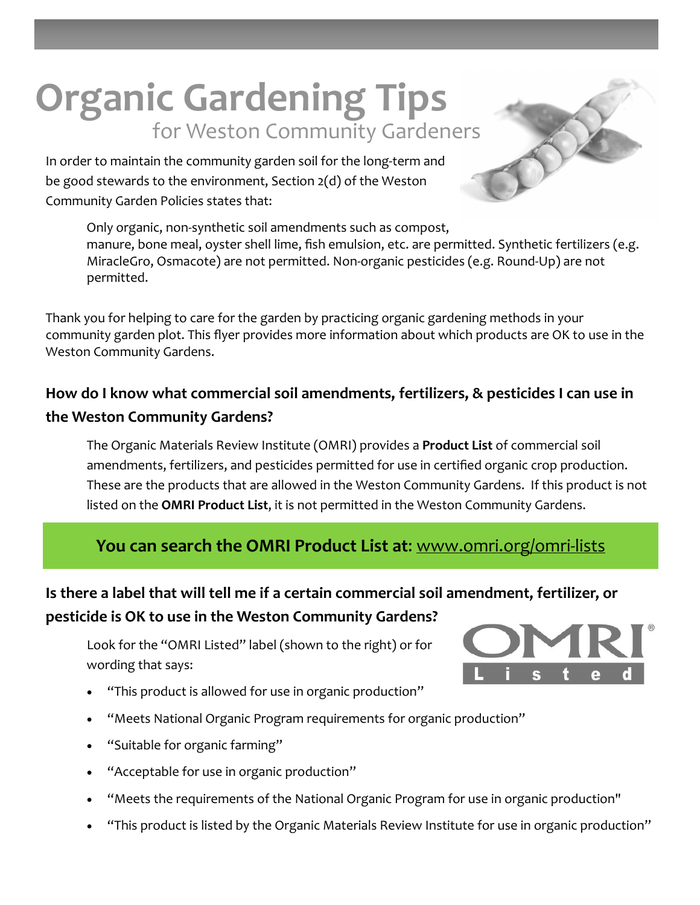# Organic Gardening Tips

## for Weston Community Gardeners

In order to maintain the community garden soil for the long-term and be good stewards to the environment, Section 2(d) of the Weston Community Garden Policies states that:

> Only organic, non-synthetic soil amendments such as compost, manure, bone meal, oyster shell lime, fish emulsion, etc. are permitted. Synthetic fertilizers (e.g. MiracleGro, Osmacote) are not permitted. Non-organic pesticides (e.g. Round-Up) are not permitted.

Thank you for helping to care for the garden by practicing organic gardening methods in your community garden plot. This flyer provides more information about which products are OK to use in the Weston Community Gardens.

### How do I know what commercial soil amendments, fertilizers, & pesticides I can use in the Weston Community Gardens?

The Organic Materials Review Institute (OMRI) provides a **Product List** of commercial soil amendments, fertilizers, and pesticides permitted for use in certified organic crop production. These are the products that are allowed in the Weston Community Gardens. If this product is not listed on the **OMRI Product List**, it is not permitted in the Weston Community Gardens.

**You can search the OMRI Product List at**: www.omri.org/omri-lists

### Is there a label that will tell me if a certain commercial soil amendment, fertilizer, or pesticide is OK to use in the Weston Community Gardens?

Look for the "OMRI Listed" label (shown to the right) or for wording that says:

- "This product is allowed for use in organic production"
- "Meets National Organic Program requirements for organic production"
- "Suitable for organic farming"
- "Acceptable for use in organic production"
- "Meets the requirements of the National Organic Program for use in organic production"
- "This product is listed by the Organic Materials Review Institute for use in organic production"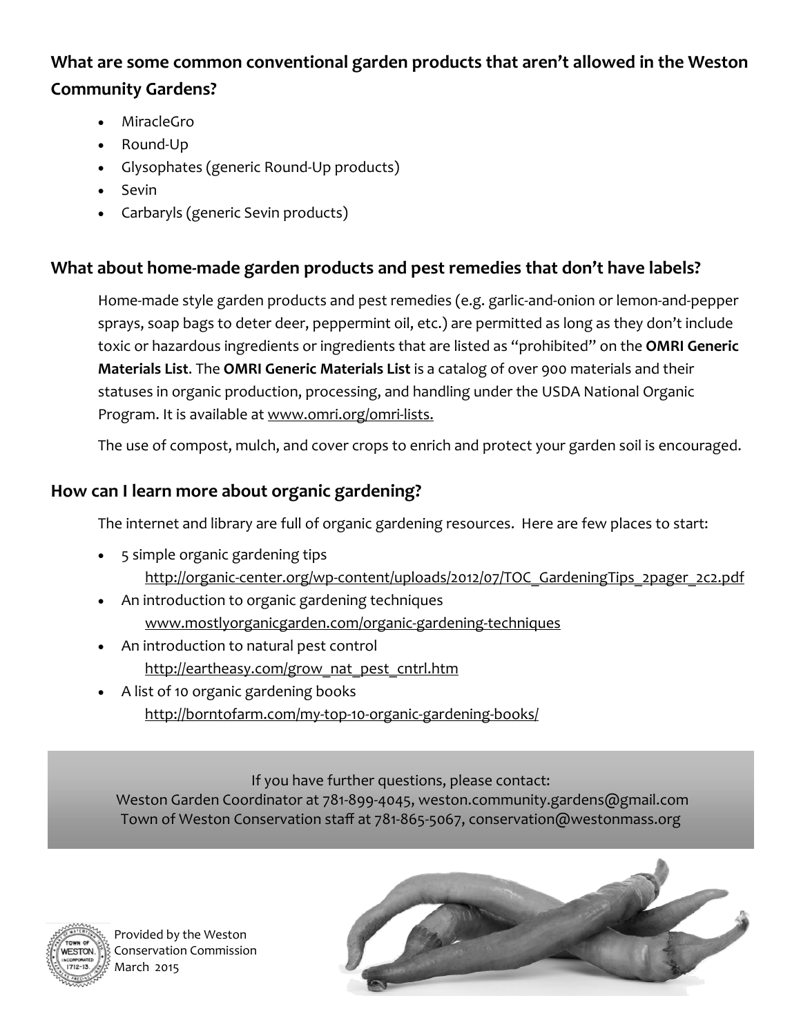## What are some common conventional garden products that aren't allowed in the Weston Community Gardens?

- MiracleGro
- Round-Up
- Glysophates (generic Round-Up products)
- Sevin
- Carbaryls (generic Sevin products)

## What about home-made garden products and pest remedies that don't have labels?

Home-made style garden products and pest remedies (e.g. garlic-and-onion or lemon-and-pepper sprays, soap bags to deter deer, peppermint oil, etc.) are permitted as long as they don't include toxic or hazardous ingredients or ingredients that are listed as "prohibited" on the **OMRI Generic Materials List**. The **OMRI Generic Materials List** is a catalog of over 900 materials and their statuses in organic production, processing, and handling under the USDA National Organic Program. It is available at www.omri.org/omri-lists.

The use of compost, mulch, and cover crops to enrich and protect your garden soil is encouraged.

## How can I learn more about organic gardening?

The internet and library are full of organic gardening resources. Here are few places to start:

- 5 simple organic gardening tips
  http://organic-center.org/wp-content/uploads/2012/07/TOC_GardeningTips_2pager_2c2.pdf
- An introduction to organic gardening techniques
  www.mostlyorganicgarden.com/organic-gardening-techniques
- An introduction to natural pest control
  http://eartheasy.com/grow_nat_pest_cntrl.htm
- A list of 10 organic gardening books
  http://borntofarm.com/my-top-10-organic-gardening-books/

If you have further questions, please contact:
Weston Garden Coordinator at 781-899-4045, weston.community.gardens@gmail.com
Town of Weston Conservation staff at 781-865-5067, conservation@westonmass.org

Provided by the Weston Conservation Commission
March 2015